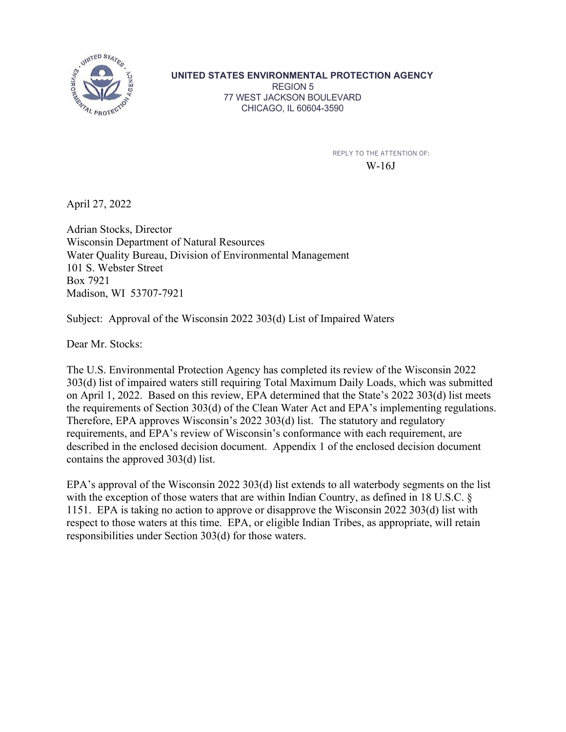**UNITED STATES ENVIRONMENTAL PROTECTION AGENCY**
REGION 5
77 WEST JACKSON BOULEVARD
CHICAGO, IL 60604-3590

REPLY TO THE ATTENTION OF:
W-16J

April 27, 2022

Adrian Stocks, Director
Wisconsin Department of Natural Resources
Water Quality Bureau, Division of Environmental Management
101 S. Webster Street
Box 7921
Madison, WI 53707-7921

Subject: Approval of the Wisconsin 2022 303(d) List of Impaired Waters

Dear Mr. Stocks:

The U.S. Environmental Protection Agency has completed its review of the Wisconsin 2022 303(d) list of impaired waters still requiring Total Maximum Daily Loads, which was submitted on April 1, 2022. Based on this review, EPA determined that the State's 2022 303(d) list meets the requirements of Section 303(d) of the Clean Water Act and EPA's implementing regulations. Therefore, EPA approves Wisconsin's 2022 303(d) list. The statutory and regulatory requirements, and EPA's review of Wisconsin's conformance with each requirement, are described in the enclosed decision document. Appendix 1 of the enclosed decision document contains the approved 303(d) list.

EPA's approval of the Wisconsin 2022 303(d) list extends to all waterbody segments on the list with the exception of those waters that are within Indian Country, as defined in 18 U.S.C. § 1151. EPA is taking no action to approve or disapprove the Wisconsin 2022 303(d) list with respect to those waters at this time. EPA, or eligible Indian Tribes, as appropriate, will retain responsibilities under Section 303(d) for those waters.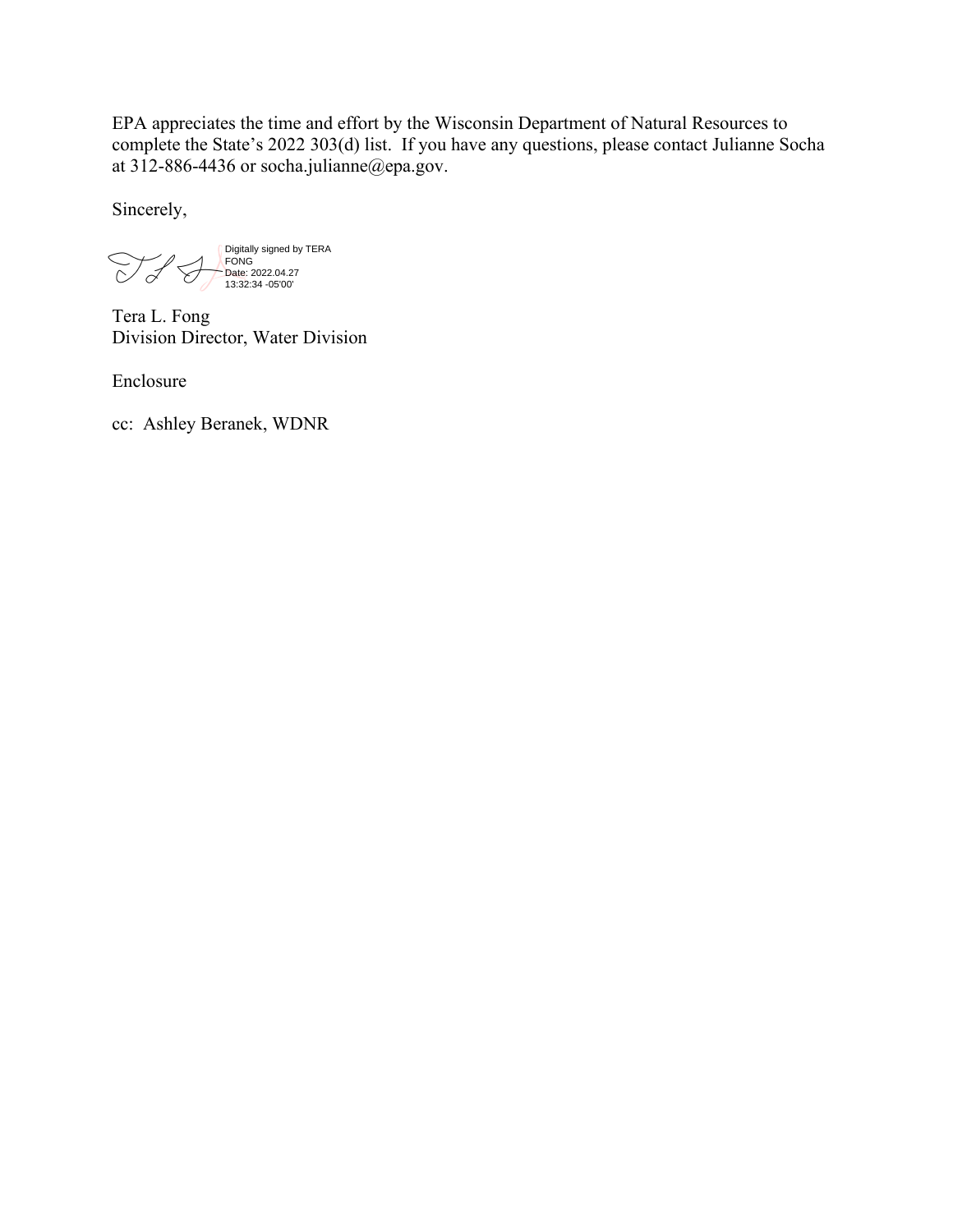EPA appreciates the time and effort by the Wisconsin Department of Natural Resources to complete the State's 2022 303(d) list. If you have any questions, please contact Julianne Socha at 312-886-4436 or socha.julianne@epa.gov.

Sincerely,

Digitally signed by TERA FONG
Date: 2022.04.27 13:32:34 -05'00'

Tera L. Fong
Division Director, Water Division

Enclosure

cc: Ashley Beranek, WDNR